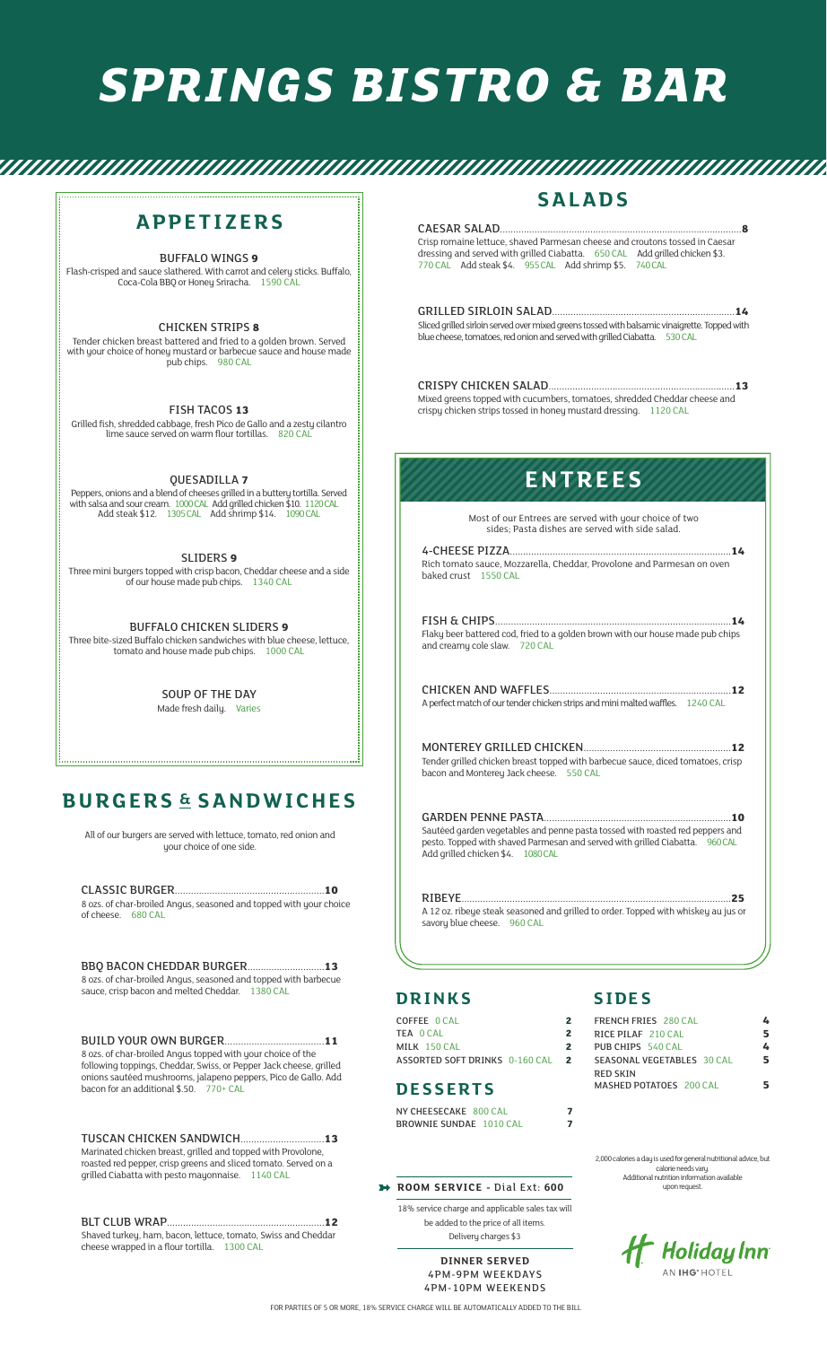# SPRINGS BISTRO & BAR

## APPETIZERS

**BUFFALO WINGS 9**
Flash-crisped and sauce slathered. With carrot and celery sticks. Buffalo, Coca-Cola BBQ or Honey Sriracha. 1590 CAL

**CHICKEN STRIPS 8**
Tender chicken breast battered and fried to a golden brown. Served with your choice of honey mustard or barbecue sauce and house made pub chips. 980 CAL

**FISH TACOS 13**
Grilled fish, shredded cabbage, fresh Pico de Gallo and a zesty cilantro lime sauce served on warm flour tortillas. 820 CAL

**QUESADILLA 7**
Peppers, onions and a blend of cheeses grilled in a buttery tortilla. Served with salsa and sour cream. 1000 CAL Add grilled chicken $10. 1120 CAL Add steak $12. 1305 CAL Add shrimp $14. 1090 CAL

**SLIDERS 9**
Three mini burgers topped with crisp bacon, Cheddar cheese and a side of our house made pub chips. 1340 CAL

**BUFFALO CHICKEN SLIDERS 9**
Three bite-sized Buffalo chicken sandwiches with blue cheese, lettuce, tomato and house made pub chips. 1000 CAL

**SOUP OF THE DAY**
Made fresh daily. Varies

## BURGERS & SANDWICHES

All of our burgers are served with lettuce, tomato, red onion and your choice of one side.

**CLASSIC BURGER** .......... **10**
8 ozs. of char-broiled Angus, seasoned and topped with your choice of cheese. 680 CAL

**BBQ BACON CHEDDAR BURGER** .......... **13**
8 ozs. of char-broiled Angus, seasoned and topped with barbecue sauce, crisp bacon and melted Cheddar. 1380 CAL

**BUILD YOUR OWN BURGER** .......... **11**
8 ozs. of char-broiled Angus topped with your choice of the following toppings, Cheddar, Swiss, or Pepper Jack cheese, grilled onions sautéed mushrooms, jalapeno peppers, Pico de Gallo. Add bacon for an additional $.50. 770+ CAL

**TUSCAN CHICKEN SANDWICH** .......... **13**
Marinated chicken breast, grilled and topped with Provolone, roasted red pepper, crisp greens and sliced tomato. Served on a grilled Ciabatta with pesto mayonnaise. 1140 CAL

**BLT CLUB WRAP** .......... **12**
Shaved turkey, ham, bacon, lettuce, tomato, Swiss and Cheddar cheese wrapped in a flour tortilla. 1300 CAL

## SALADS

**CAESAR SALAD** .......... **8**
Crisp romaine lettuce, shaved Parmesan cheese and croutons tossed in Caesar dressing and served with grilled Ciabatta. 650 CAL Add grilled chicken $3. 770 CAL Add steak $4. 955 CAL Add shrimp $5. 740 CAL

**GRILLED SIRLOIN SALAD** .......... **14**
Sliced grilled sirloin served over mixed greens tossed with balsamic vinaigrette. Topped with blue cheese, tomatoes, red onion and served with grilled Ciabatta. 530 CAL

**CRISPY CHICKEN SALAD** .......... **13**
Mixed greens topped with cucumbers, tomatoes, shredded Cheddar cheese and crispy chicken strips tossed in honey mustard dressing. 1120 CAL

## ENTREES

Most of our Entrees are served with your choice of two sides; Pasta dishes are served with side salad.

**4-CHEESE PIZZA** .......... **14**
Rich tomato sauce, Mozzarella, Cheddar, Provolone and Parmesan on oven baked crust 1550 CAL

**FISH & CHIPS** .......... **14**
Flaky beer battered cod, fried to a golden brown with our house made pub chips and creamy cole slaw. 720 CAL

**CHICKEN AND WAFFLES** .......... **12**
A perfect match of our tender chicken strips and mini malted waffles. 1240 CAL

**MONTEREY GRILLED CHICKEN** .......... **12**
Tender grilled chicken breast topped with barbecue sauce, diced tomatoes, crisp bacon and Monterey Jack cheese. 550 CAL

**GARDEN PENNE PASTA** .......... **10**
Sautéed garden vegetables and penne pasta tossed with roasted red peppers and pesto. Topped with shaved Parmesan and served with grilled Ciabatta. 960 CAL Add grilled chicken $4. 1080 CAL

**RIBEYE** .......... **25**
A 12 oz. ribeye steak seasoned and grilled to order. Topped with whiskey au jus or savory blue cheese. 960 CAL

## DRINKS

| Item | Price |
|---|---|
| COFFEE 0 CAL | 2 |
| TEA 0 CAL | 2 |
| MILK 150 CAL | 2 |
| ASSORTED SOFT DRINKS 0-160 CAL | 2 |

## DESSERTS

| Item | Price |
|---|---|
| NY CHEESECAKE 800 CAL | 7 |
| BROWNIE SUNDAE 1010 CAL | 7 |

## SIDES

| Item | Price |
|---|---|
| FRENCH FRIES 280 CAL | 4 |
| RICE PILAF 210 CAL | 5 |
| PUB CHIPS 540 CAL | 4 |
| SEASONAL VEGETABLES 30 CAL | 5 |
| RED SKIN MASHED POTATOES 200 CAL | 5 |

**ROOM SERVICE** - Dial Ext: **600**

18% service charge and applicable sales tax will be added to the price of all items. Delivery charges $3

**DINNER SERVED**
4PM-9PM WEEKDAYS
4PM-10PM WEEKENDS

2,000 calories a day is used for general nutritional advice, but calorie needs vary. Additional nutrition information available upon request.

Holiday Inn AN IHG HOTEL

FOR PARTIES OF 5 OR MORE, 18% SERVICE CHARGE WILL BE AUTOMATICALLY ADDED TO THE BILL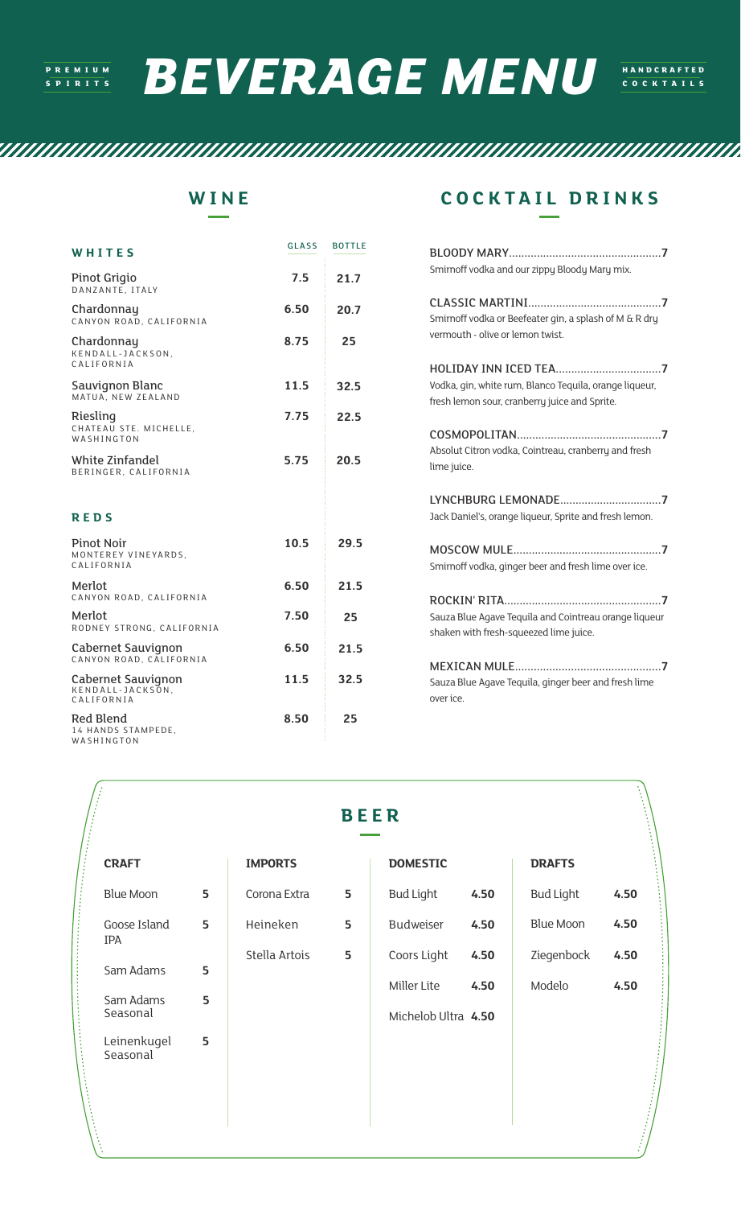PREMIUM SPIRITS

# BEVERAGE MENU

HANDCRAFTED COCKTAILS

## WINE

| WHITES | GLASS | BOTTLE |
| --- | --- | --- |
| Pinot Grigio<br>DANZANTE, ITALY | 7.5 | 21.7 |
| Chardonnay<br>CANYON ROAD, CALIFORNIA | 6.50 | 20.7 |
| Chardonnay<br>KENDALL-JACKSON, CALIFORNIA | 8.75 | 25 |
| Sauvignon Blanc<br>MATUA, NEW ZEALAND | 11.5 | 32.5 |
| Riesling<br>CHATEAU STE. MICHELLE, WASHINGTON | 7.75 | 22.5 |
| White Zinfandel<br>BERINGER, CALIFORNIA | 5.75 | 20.5 |
| **REDS** | | |
| Pinot Noir<br>MONTEREY VINEYARDS, CALIFORNIA | 10.5 | 29.5 |
| Merlot<br>CANYON ROAD, CALIFORNIA | 6.50 | 21.5 |
| Merlot<br>RODNEY STRONG, CALIFORNIA | 7.50 | 25 |
| Cabernet Sauvignon<br>CANYON ROAD, CALIFORNIA | 6.50 | 21.5 |
| Cabernet Sauvignon<br>KENDALL-JACKSON, CALIFORNIA | 11.5 | 32.5 |
| Red Blend<br>14 HANDS STAMPEDE, WASHINGTON | 8.50 | 25 |

## COCKTAIL DRINKS

**BLOODY MARY....................................................7**
Smirnoff vodka and our zippy Bloody Mary mix.

**CLASSIC MARTINI..........................................7**
Smirnoff vodka or Beefeater gin, a splash of M & R dry vermouth - olive or lemon twist.

**HOLIDAY INN ICED TEA.................................7**
Vodka, gin, white rum, Blanco Tequila, orange liqueur, fresh lemon sour, cranberry juice and Sprite.

**COSMOPOLITAN..............................................7**
Absolut Citron vodka, Cointreau, cranberry and fresh lime juice.

**LYNCHBURG LEMONADE................................7**
Jack Daniel's, orange liqueur, Sprite and fresh lemon.

**MOSCOW MULE...............................................7**
Smirnoff vodka, ginger beer and fresh lime over ice.

**ROCKIN' RITA..................................................7**
Sauza Blue Agave Tequila and Cointreau orange liqueur shaken with fresh-squeezed lime juice.

**MEXICAN MULE...............................................7**
Sauza Blue Agave Tequila, ginger beer and fresh lime over ice.

## BEER

| CRAFT | | IMPORTS | | DOMESTIC | | DRAFTS | |
| --- | --- | --- | --- | --- | --- | --- | --- |
| Blue Moon | 5 | Corona Extra | 5 | Bud Light | 4.50 | Bud Light | 4.50 |
| Goose Island IPA | 5 | Heineken | 5 | Budweiser | 4.50 | Blue Moon | 4.50 |
| Sam Adams | 5 | Stella Artois | 5 | Coors Light | 4.50 | Ziegenbock | 4.50 |
| Sam Adams Seasonal | 5 | | | Miller Lite | 4.50 | Modelo | 4.50 |
| Leinenkugel Seasonal | 5 | | | Michelob Ultra | 4.50 | | |